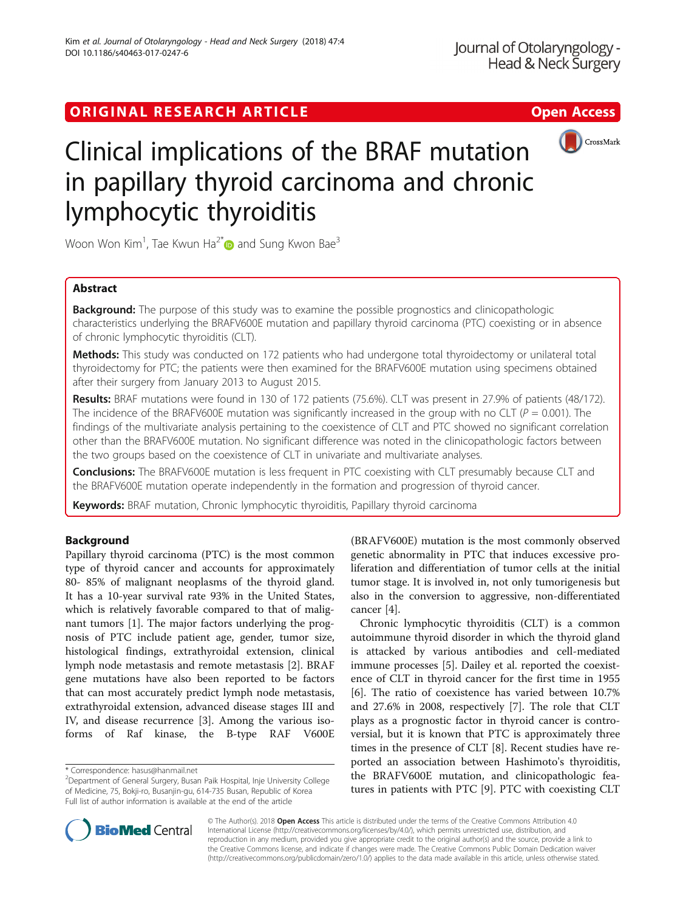ORIGINAL RESEARCH ARTICLE Open Access

# Clinical implications of the BRAF mutation in papillary thyroid carcinoma and chronic lymphocytic thyroiditis

Woon Won Kim[1], Tae Kwun Ha[2*] and Sung Kwon Bae[3]

## Abstract

**Background:** The purpose of this study was to examine the possible prognostics and clinicopathologic characteristics underlying the BRAFV600E mutation and papillary thyroid carcinoma (PTC) coexisting or in absence of chronic lymphocytic thyroiditis (CLT).

**Methods:** This study was conducted on 172 patients who had undergone total thyroidectomy or unilateral total thyroidectomy for PTC; the patients were then examined for the BRAFV600E mutation using specimens obtained after their surgery from January 2013 to August 2015.

**Results:** BRAF mutations were found in 130 of 172 patients (75.6%). CLT was present in 27.9% of patients (48/172). The incidence of the BRAFV600E mutation was significantly increased in the group with no CLT ($P = 0.001$). The findings of the multivariate analysis pertaining to the coexistence of CLT and PTC showed no significant correlation other than the BRAFV600E mutation. No significant difference was noted in the clinicopathologic factors between the two groups based on the coexistence of CLT in univariate and multivariate analyses.

**Conclusions:** The BRAFV600E mutation is less frequent in PTC coexisting with CLT presumably because CLT and the BRAFV600E mutation operate independently in the formation and progression of thyroid cancer.

**Keywords:** BRAF mutation, Chronic lymphocytic thyroiditis, Papillary thyroid carcinoma

## Background

Papillary thyroid carcinoma (PTC) is the most common type of thyroid cancer and accounts for approximately 80- 85% of malignant neoplasms of the thyroid gland. It has a 10-year survival rate 93% in the United States, which is relatively favorable compared to that of malignant tumors [1]. The major factors underlying the prognosis of PTC include patient age, gender, tumor size, histological findings, extrathyroidal extension, clinical lymph node metastasis and remote metastasis [2]. BRAF gene mutations have also been reported to be factors that can most accurately predict lymph node metastasis, extrathyroidal extension, advanced disease stages III and IV, and disease recurrence [3]. Among the various isoforms of Raf kinase, the B-type RAF V600E (BRAFV600E) mutation is the most commonly observed genetic abnormality in PTC that induces excessive proliferation and differentiation of tumor cells at the initial tumor stage. It is involved in, not only tumorigenesis but also in the conversion to aggressive, non-differentiated cancer [4].

Chronic lymphocytic thyroiditis (CLT) is a common autoimmune thyroid disorder in which the thyroid gland is attacked by various antibodies and cell-mediated immune processes [5]. Dailey et al. reported the coexistence of CLT in thyroid cancer for the first time in 1955 [6]. The ratio of coexistence has varied between 10.7% and 27.6% in 2008, respectively [7]. The role that CLT plays as a prognostic factor in thyroid cancer is controversial, but it is known that PTC is approximately three times in the presence of CLT [8]. Recent studies have reported an association between Hashimoto's thyroiditis, the BRAFV600E mutation, and clinicopathologic features in patients with PTC [9]. PTC with coexisting CLT

* Correspondence: hasus@hanmail.net
[2]Department of General Surgery, Busan Paik Hospital, Inje University College of Medicine, 75, Bokji-ro, Busanjin-gu, 614-735 Busan, Republic of Korea
Full list of author information is available at the end of the article

© The Author(s). 2018 **Open Access** This article is distributed under the terms of the Creative Commons Attribution 4.0 International License (http://creativecommons.org/licenses/by/4.0/), which permits unrestricted use, distribution, and reproduction in any medium, provided you give appropriate credit to the original author(s) and the source, provide a link to the Creative Commons license, and indicate if changes were made. The Creative Commons Public Domain Dedication waiver (http://creativecommons.org/publicdomain/zero/1.0/) applies to the data made available in this article, unless otherwise stated.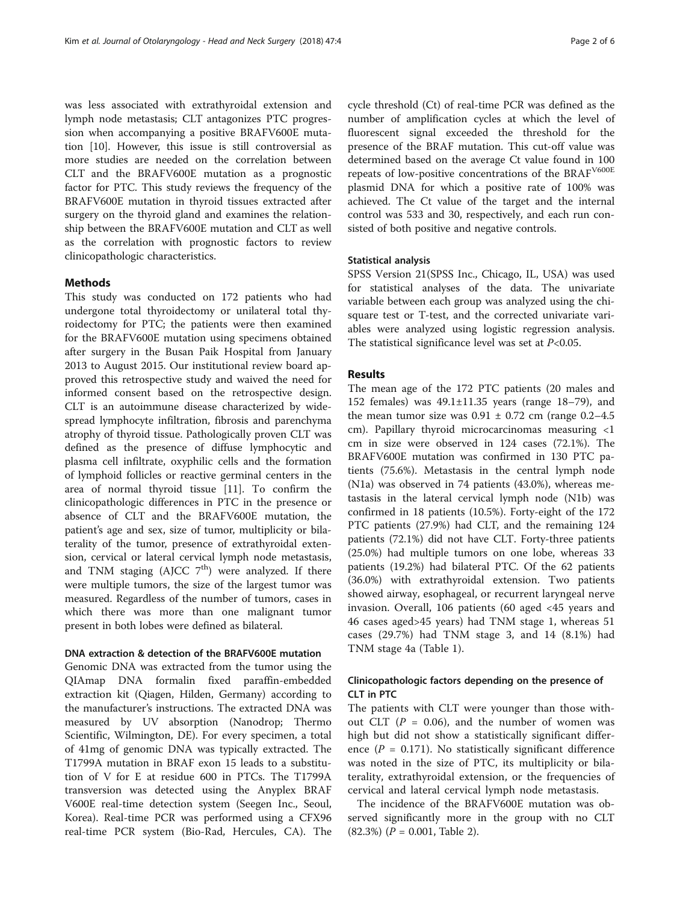was less associated with extrathyroidal extension and lymph node metastasis; CLT antagonizes PTC progression when accompanying a positive BRAFV600E mutation [10]. However, this issue is still controversial as more studies are needed on the correlation between CLT and the BRAFV600E mutation as a prognostic factor for PTC. This study reviews the frequency of the BRAFV600E mutation in thyroid tissues extracted after surgery on the thyroid gland and examines the relationship between the BRAFV600E mutation and CLT as well as the correlation with prognostic factors to review clinicopathologic characteristics.

## Methods

This study was conducted on 172 patients who had undergone total thyroidectomy or unilateral total thyroidectomy for PTC; the patients were then examined for the BRAFV600E mutation using specimens obtained after surgery in the Busan Paik Hospital from January 2013 to August 2015. Our institutional review board approved this retrospective study and waived the need for informed consent based on the retrospective design. CLT is an autoimmune disease characterized by widespread lymphocyte infiltration, fibrosis and parenchyma atrophy of thyroid tissue. Pathologically proven CLT was defined as the presence of diffuse lymphocytic and plasma cell infiltrate, oxyphilic cells and the formation of lymphoid follicles or reactive germinal centers in the area of normal thyroid tissue [11]. To confirm the clinicopathologic differences in PTC in the presence or absence of CLT and the BRAFV600E mutation, the patient's age and sex, size of tumor, multiplicity or bilaterality of the tumor, presence of extrathyroidal extension, cervical or lateral cervical lymph node metastasis, and TNM staging (AJCC 7[th]) were analyzed. If there were multiple tumors, the size of the largest tumor was measured. Regardless of the number of tumors, cases in which there was more than one malignant tumor present in both lobes were defined as bilateral.

### DNA extraction & detection of the BRAFV600E mutation

Genomic DNA was extracted from the tumor using the QIAmap DNA formalin fixed paraffin-embedded extraction kit (Qiagen, Hilden, Germany) according to the manufacturer's instructions. The extracted DNA was measured by UV absorption (Nanodrop; Thermo Scientific, Wilmington, DE). For every specimen, a total of 41mg of genomic DNA was typically extracted. The T1799A mutation in BRAF exon 15 leads to a substitution of V for E at residue 600 in PTCs. The T1799A transversion was detected using the Anyplex BRAF V600E real-time detection system (Seegen Inc., Seoul, Korea). Real-time PCR was performed using a CFX96 real-time PCR system (Bio-Rad, Hercules, CA). The cycle threshold (Ct) of real-time PCR was defined as the number of amplification cycles at which the level of fluorescent signal exceeded the threshold for the presence of the BRAF mutation. This cut-off value was determined based on the average Ct value found in 100 repeats of low-positive concentrations of the $BRAF^{V600E}$ plasmid DNA for which a positive rate of 100% was achieved. The Ct value of the target and the internal control was 533 and 30, respectively, and each run consisted of both positive and negative controls.

### Statistical analysis

SPSS Version 21(SPSS Inc., Chicago, IL, USA) was used for statistical analyses of the data. The univariate variable between each group was analyzed using the chi-square test or T-test, and the corrected univariate variables were analyzed using logistic regression analysis. The statistical significance level was set at $P<0.05$.

## Results

The mean age of the 172 PTC patients (20 males and 152 females) was 49.1±11.35 years (range 18–79), and the mean tumor size was 0.91 ± 0.72 cm (range 0.2–4.5 cm). Papillary thyroid microcarcinomas measuring <1 cm in size were observed in 124 cases (72.1%). The BRAFV600E mutation was confirmed in 130 PTC patients (75.6%). Metastasis in the central lymph node (N1a) was observed in 74 patients (43.0%), whereas metastasis in the lateral cervical lymph node (N1b) was confirmed in 18 patients (10.5%). Forty-eight of the 172 PTC patients (27.9%) had CLT, and the remaining 124 patients (72.1%) did not have CLT. Forty-three patients (25.0%) had multiple tumors on one lobe, whereas 33 patients (19.2%) had bilateral PTC. Of the 62 patients (36.0%) with extrathyroidal extension. Two patients showed airway, esophageal, or recurrent laryngeal nerve invasion. Overall, 106 patients (60 aged <45 years and 46 cases aged>45 years) had TNM stage 1, whereas 51 cases (29.7%) had TNM stage 3, and 14 (8.1%) had TNM stage 4a (Table 1).

### Clinicopathologic factors depending on the presence of CLT in PTC

The patients with CLT were younger than those without CLT ($P$ = 0.06), and the number of women was high but did not show a statistically significant difference ($P$ = 0.171). No statistically significant difference was noted in the size of PTC, its multiplicity or bilaterality, extrathyroidal extension, or the frequencies of cervical and lateral cervical lymph node metastasis.

The incidence of the BRAFV600E mutation was observed significantly more in the group with no CLT (82.3%) ($P$ = 0.001, Table 2).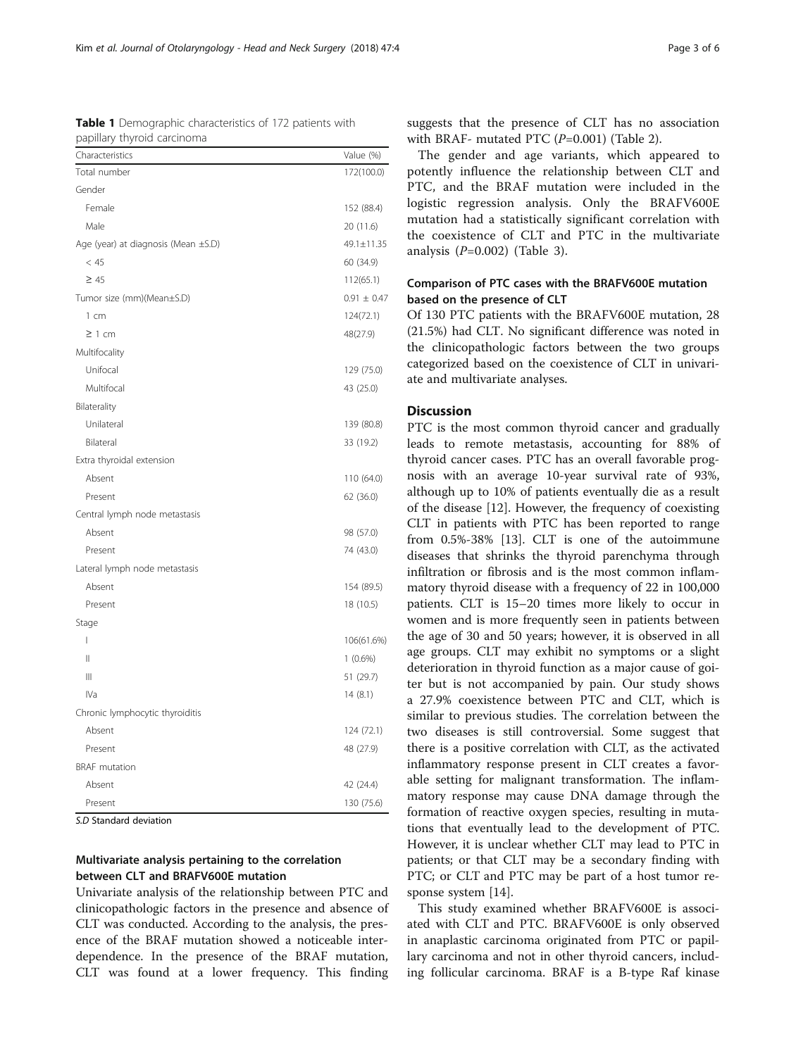**Table 1** Demographic characteristics of 172 patients with papillary thyroid carcinoma

| Characteristics | Value (%) |
|---|---|
| Total number | 172(100.0) |
| Gender | |
| Female | 152 (88.4) |
| Male | 20 (11.6) |
| Age (year) at diagnosis (Mean ±S.D) | 49.1±11.35 |
| < 45 | 60 (34.9) |
| ≥ 45 | 112(65.1) |
| Tumor size (mm)(Mean±S.D) | 0.91 ± 0.47 |
| 1 cm | 124(72.1) |
| ≥ 1 cm | 48(27.9) |
| Multifocality | |
| Unifocal | 129 (75.0) |
| Multifocal | 43 (25.0) |
| Bilaterality | |
| Unilateral | 139 (80.8) |
| Bilateral | 33 (19.2) |
| Extra thyroidal extension | |
| Absent | 110 (64.0) |
| Present | 62 (36.0) |
| Central lymph node metastasis | |
| Absent | 98 (57.0) |
| Present | 74 (43.0) |
| Lateral lymph node metastasis | |
| Absent | 154 (89.5) |
| Present | 18 (10.5) |
| Stage | |
| I | 106(61.6%) |
| II | 1 (0.6%) |
| III | 51 (29.7) |
| IVa | 14 (8.1) |
| Chronic lymphocytic thyroiditis | |
| Absent | 124 (72.1) |
| Present | 48 (27.9) |
| BRAF mutation | |
| Absent | 42 (24.4) |
| Present | 130 (75.6) |

*S.D* Standard deviation

### Multivariate analysis pertaining to the correlation between CLT and BRAFV600E mutation

Univariate analysis of the relationship between PTC and clinicopathologic factors in the presence and absence of CLT was conducted. According to the analysis, the presence of the BRAF mutation showed a noticeable interdependence. In the presence of the BRAF mutation, CLT was found at a lower frequency. This finding suggests that the presence of CLT has no association with BRAF- mutated PTC (*P*=0.001) (Table 2).

The gender and age variants, which appeared to potentially influence the relationship between CLT and PTC, and the BRAF mutation were included in the logistic regression analysis. Only the BRAFV600E mutation had a statistically significant correlation with the coexistence of CLT and PTC in the multivariate analysis (*P*=0.002) (Table 3).

### Comparison of PTC cases with the BRAFV600E mutation based on the presence of CLT

Of 130 PTC patients with the BRAFV600E mutation, 28 (21.5%) had CLT. No significant difference was noted in the clinicopathologic factors between the two groups categorized based on the coexistence of CLT in univariate and multivariate analyses.

## Discussion

PTC is the most common thyroid cancer and gradually leads to remote metastasis, accounting for 88% of thyroid cancer cases. PTC has an overall favorable prognosis with an average 10-year survival rate of 93%, although up to 10% of patients eventually die as a result of the disease [12]. However, the frequency of coexisting CLT in patients with PTC has been reported to range from 0.5%-38% [13]. CLT is one of the autoimmune diseases that shrinks the thyroid parenchyma through infiltration or fibrosis and is the most common inflammatory thyroid disease with a frequency of 22 in 100,000 patients. CLT is 15–20 times more likely to occur in women and is more frequently seen in patients between the age of 30 and 50 years; however, it is observed in all age groups. CLT may exhibit no symptoms or a slight deterioration in thyroid function as a major cause of goiter but is not accompanied by pain. Our study shows a 27.9% coexistence between PTC and CLT, which is similar to previous studies. The correlation between the two diseases is still controversial. Some suggest that there is a positive correlation with CLT, as the activated inflammatory response present in CLT creates a favorable setting for malignant transformation. The inflammatory response may cause DNA damage through the formation of reactive oxygen species, resulting in mutations that eventually lead to the development of PTC. However, it is unclear whether CLT may lead to PTC in patients; or that CLT may be a secondary finding with PTC; or CLT and PTC may be part of a host tumor response system [14].

This study examined whether BRAFV600E is associated with CLT and PTC. BRAFV600E is only observed in anaplastic carcinoma originated from PTC or papillary carcinoma and not in other thyroid cancers, including follicular carcinoma. BRAF is a B-type Raf kinase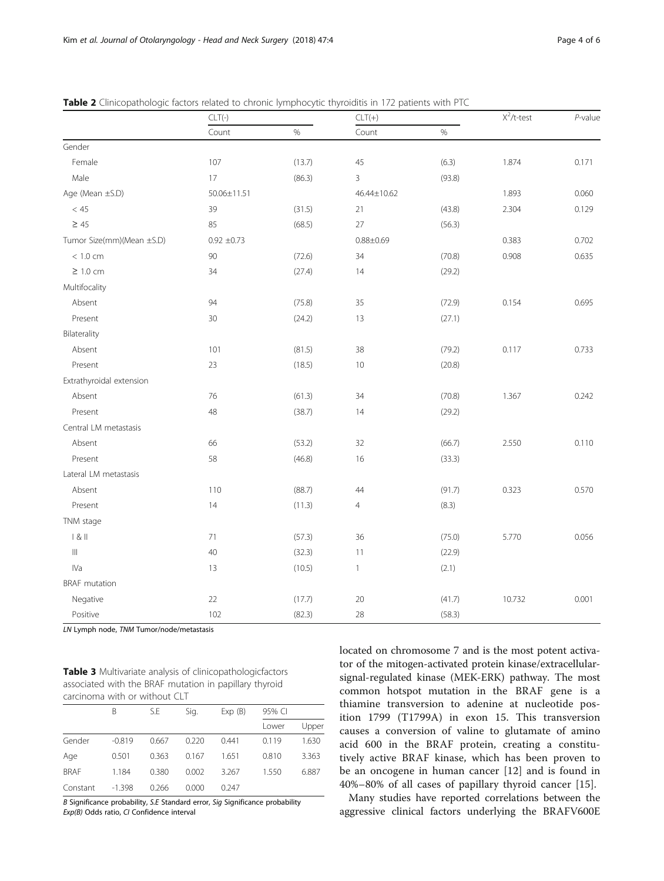**Table 2** Clinicopathologic factors related to chronic lymphocytic thyroiditis in 172 patients with PTC

| | CLT(-) | | CLT(+) | | $X^2$/t-test | *P*-value |
|---|---|---|---|---|---|---|
| | Count | % | Count | % | | |
| Gender | | | | | | |
| Female | 107 | (13.7) | 45 | (6.3) | 1.874 | 0.171 |
| Male | 17 | (86.3) | 3 | (93.8) | | |
| Age (Mean ±S.D) | 50.06±11.51 | | 46.44±10.62 | | 1.893 | 0.060 |
| < 45 | 39 | (31.5) | 21 | (43.8) | 2.304 | 0.129 |
| ≥ 45 | 85 | (68.5) | 27 | (56.3) | | |
| Tumor Size(mm)(Mean ±S.D) | 0.92 ±0.73 | | 0.88±0.69 | | 0.383 | 0.702 |
| < 1.0 cm | 90 | (72.6) | 34 | (70.8) | 0.908 | 0.635 |
| ≥ 1.0 cm | 34 | (27.4) | 14 | (29.2) | | |
| Multifocality | | | | | | |
| Absent | 94 | (75.8) | 35 | (72.9) | 0.154 | 0.695 |
| Present | 30 | (24.2) | 13 | (27.1) | | |
| Bilaterality | | | | | | |
| Absent | 101 | (81.5) | 38 | (79.2) | 0.117 | 0.733 |
| Present | 23 | (18.5) | 10 | (20.8) | | |
| Extrathyroidal extension | | | | | | |
| Absent | 76 | (61.3) | 34 | (70.8) | 1.367 | 0.242 |
| Present | 48 | (38.7) | 14 | (29.2) | | |
| Central LM metastasis | | | | | | |
| Absent | 66 | (53.2) | 32 | (66.7) | 2.550 | 0.110 |
| Present | 58 | (46.8) | 16 | (33.3) | | |
| Lateral LM metastasis | | | | | | |
| Absent | 110 | (88.7) | 44 | (91.7) | 0.323 | 0.570 |
| Present | 14 | (11.3) | 4 | (8.3) | | |
| TNM stage | | | | | | |
| I & II | 71 | (57.3) | 36 | (75.0) | 5.770 | 0.056 |
| III | 40 | (32.3) | 11 | (22.9) | | |
| IVa | 13 | (10.5) | 1 | (2.1) | | |
| BRAF mutation | | | | | | |
| Negative | 22 | (17.7) | 20 | (41.7) | 10.732 | 0.001 |
| Positive | 102 | (82.3) | 28 | (58.3) | | |

*LN* Lymph node, *TNM* Tumor/node/metastasis

**Table 3** Multivariate analysis of clinicopathologicfactors associated with the BRAF mutation in papillary thyroid carcinoma with or without CLT

| | B | S.E | Sig. | Exp (B) | 95% CI | |
|---|---|---|---|---|---|---|
| | | | | | Lower | Upper |
| Gender | -0.819 | 0.667 | 0.220 | 0.441 | 0.119 | 1.630 |
| Age | 0.501 | 0.363 | 0.167 | 1.651 | 0.810 | 3.363 |
| BRAF | 1.184 | 0.380 | 0.002 | 3.267 | 1.550 | 6.887 |
| Constant | -1.398 | 0.266 | 0.000 | 0.247 | | |

*B* Significance probability, *S.E* Standard error, *Sig* Significance probability
*Exp(B)* Odds ratio, *CI* Confidence interval

located on chromosome 7 and is the most potent activator of the mitogen-activated protein kinase/extracellular-signal-regulated kinase (MEK-ERK) pathway. The most common hotspot mutation in the BRAF gene is a thiamine transversion to adenine at nucleotide position 1799 (T1799A) in exon 15. This transversion causes a conversion of valine to glutamate of amino acid 600 in the BRAF protein, creating a constitutively active BRAF kinase, which has been proven to be an oncogene in human cancer [12] and is found in 40%–80% of all cases of papillary thyroid cancer [15].

Many studies have reported correlations between the aggressive clinical factors underlying the BRAFV600E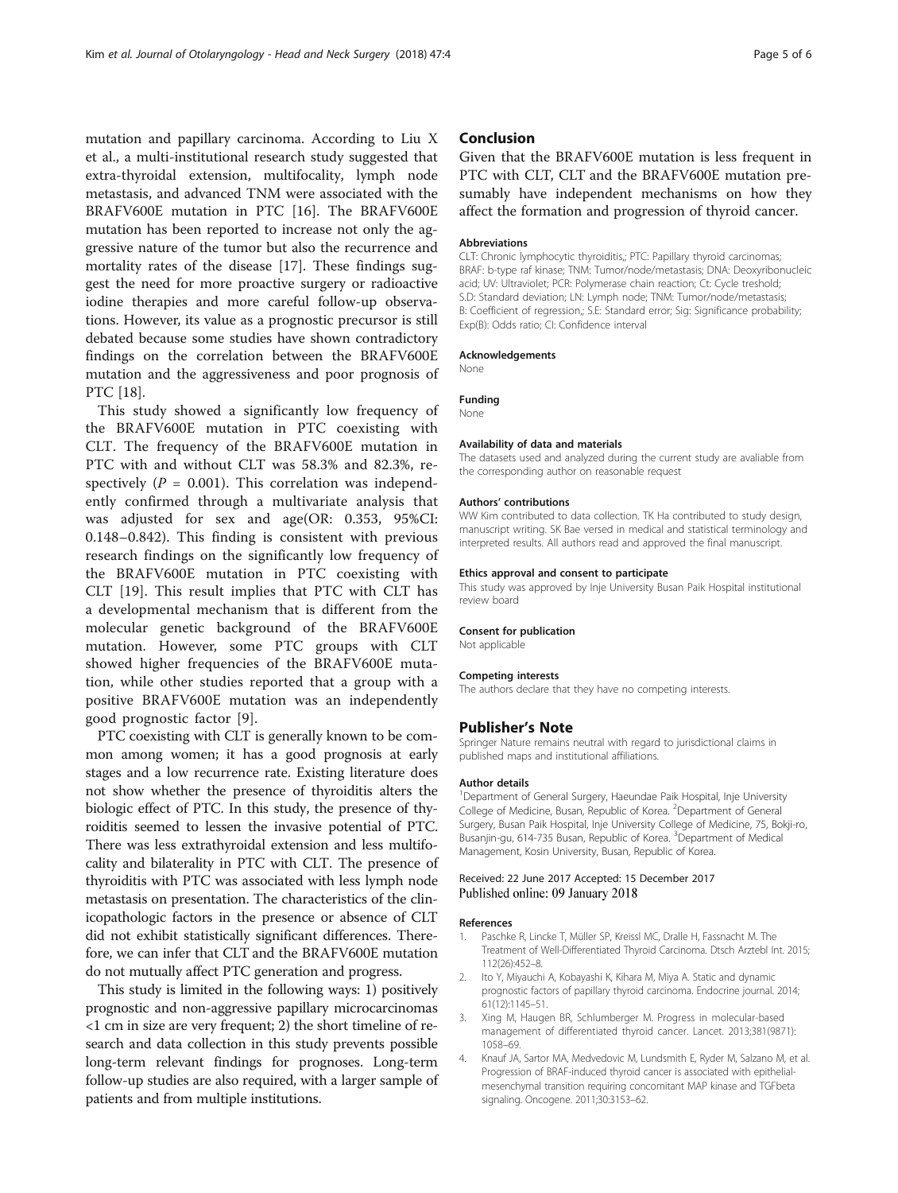mutation and papillary carcinoma. According to Liu X et al., a multi-institutional research study suggested that extra-thyroidal extension, multifocality, lymph node metastasis, and advanced TNM were associated with the BRAFV600E mutation in PTC [16]. The BRAFV600E mutation has been reported to increase not only the aggressive nature of the tumor but also the recurrence and mortality rates of the disease [17]. These findings suggest the need for more proactive surgery or radioactive iodine therapies and more careful follow-up observations. However, its value as a prognostic precursor is still debated because some studies have shown contradictory findings on the correlation between the BRAFV600E mutation and the aggressiveness and poor prognosis of PTC [18].

This study showed a significantly low frequency of the BRAFV600E mutation in PTC coexisting with CLT. The frequency of the BRAFV600E mutation in PTC with and without CLT was 58.3% and 82.3%, respectively ($P = 0.001$). This correlation was independently confirmed through a multivariate analysis that was adjusted for sex and age(OR: 0.353, 95%CI: 0.148–0.842). This finding is consistent with previous research findings on the significantly low frequency of the BRAFV600E mutation in PTC coexisting with CLT [19]. This result implies that PTC with CLT has a developmental mechanism that is different from the molecular genetic background of the BRAFV600E mutation. However, some PTC groups with CLT showed higher frequencies of the BRAFV600E mutation, while other studies reported that a group with a positive BRAFV600E mutation was an independently good prognostic factor [9].

PTC coexisting with CLT is generally known to be common among women; it has a good prognosis at early stages and a low recurrence rate. Existing literature does not show whether the presence of thyroiditis alters the biologic effect of PTC. In this study, the presence of thyroiditis seemed to lessen the invasive potential of PTC. There was less extrathyroidal extension and less multifocality and bilaterality in PTC with CLT. The presence of thyroiditis with PTC was associated with less lymph node metastasis on presentation. The characteristics of the clinicopathologic factors in the presence or absence of CLT did not exhibit statistically significant differences. Therefore, we can infer that CLT and the BRAFV600E mutation do not mutually affect PTC generation and progress.

This study is limited in the following ways: 1) positively prognostic and non-aggressive papillary microcarcinomas <1 cm in size are very frequent; 2) the short timeline of research and data collection in this study prevents possible long-term relevant findings for prognoses. Long-term follow-up studies are also required, with a larger sample of patients and from multiple institutions.

## Conclusion

Given that the BRAFV600E mutation is less frequent in PTC with CLT, CLT and the BRAFV600E mutation presumably have independent mechanisms on how they affect the formation and progression of thyroid cancer.

#### Abbreviations

CLT: Chronic lymphocytic thyroiditis,; PTC: Papillary thyroid carcinomas; BRAF: b-type raf kinase; TNM: Tumor/node/metastasis; DNA: Deoxyribonucleic acid; UV: Ultraviolet; PCR: Polymerase chain reaction; Ct: Cycle treshold; S.D: Standard deviation; LN: Lymph node; TNM: Tumor/node/metastasis; B: Coefficient of regression,; S.E: Standard error; Sig: Significance probability; Exp(B): Odds ratio; CI: Confidence interval

#### Acknowledgements

None

#### Funding

None

#### Availability of data and materials

The datasets used and analyzed during the current study are avaliable from the corresponding author on reasonable request

#### Authors' contributions

WW Kim contributed to data collection. TK Ha contributed to study design, manuscript writing. SK Bae versed in medical and statistical terminology and interpreted results. All authors read and approved the final manuscript.

#### Ethics approval and consent to participate

This study was approved by Inje University Busan Paik Hospital institutional review board

#### Consent for publication

Not applicable

#### Competing interests

The authors declare that they have no competing interests.

## Publisher's Note

Springer Nature remains neutral with regard to jurisdictional claims in published maps and institutional affiliations.

#### Author details

[1]Department of General Surgery, Haeundae Paik Hospital, Inje University College of Medicine, Busan, Republic of Korea. [2]Department of General Surgery, Busan Paik Hospital, Inje University College of Medicine, 75, Bokji-ro, Busanjin-gu, 614-735 Busan, Republic of Korea. [3]Department of Medical Management, Kosin University, Busan, Republic of Korea.

Received: 22 June 2017 Accepted: 15 December 2017
Published online: 09 January 2018

#### References

1. Paschke R, Lincke T, Müller SP, Kreissl MC, Dralle H, Fassnacht M. The Treatment of Well-Differentiated Thyroid Carcinoma. Dtsch Arztebl Int. 2015; 112(26):452–8.
2. Ito Y, Miyauchi A, Kobayashi K, Kihara M, Miya A. Static and dynamic prognostic factors of papillary thyroid carcinoma. Endocrine journal. 2014; 61(12):1145–51.
3. Xing M, Haugen BR, Schlumberger M. Progress in molecular-based management of differentiated thyroid cancer. Lancet. 2013;381(9871): 1058–69.
4. Knauf JA, Sartor MA, Medvedovic M, Lundsmith E, Ryder M, Salzano M, et al. Progression of BRAF-induced thyroid cancer is associated with epithelial-mesenchymal transition requiring concomitant MAP kinase and TGFbeta signaling. Oncogene. 2011;30:3153–62.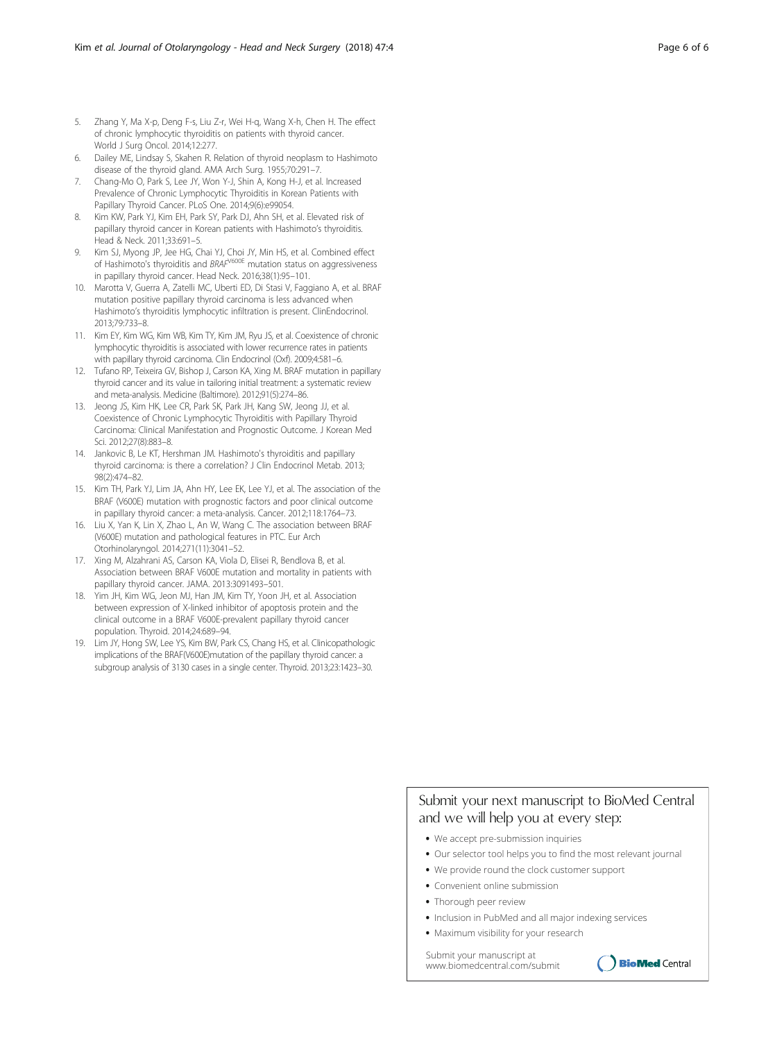5. Zhang Y, Ma X-p, Deng F-s, Liu Z-r, Wei H-q, Wang X-h, Chen H. The effect of chronic lymphocytic thyroiditis on patients with thyroid cancer. World J Surg Oncol. 2014;12:277.
6. Dailey ME, Lindsay S, Skahen R. Relation of thyroid neoplasm to Hashimoto disease of the thyroid gland. AMA Arch Surg. 1955;70:291–7.
7. Chang-Mo O, Park S, Lee JY, Won Y-J, Shin A, Kong H-J, et al. Increased Prevalence of Chronic Lymphocytic Thyroiditis in Korean Patients with Papillary Thyroid Cancer. PLoS One. 2014;9(6):e99054.
8. Kim KW, Park YJ, Kim EH, Park SY, Park DJ, Ahn SH, et al. Elevated risk of papillary thyroid cancer in Korean patients with Hashimoto's thyroiditis. Head & Neck. 2011;33:691–5.
9. Kim SJ, Myong JP, Jee HG, Chai YJ, Choi JY, Min HS, et al. Combined effect of Hashimoto's thyroiditis and *BRAF*$^{V600E}$ mutation status on aggressiveness in papillary thyroid cancer. Head Neck. 2016;38(1):95–101.
10. Marotta V, Guerra A, Zatelli MC, Uberti ED, Di Stasi V, Faggiano A, et al. BRAF mutation positive papillary thyroid carcinoma is less advanced when Hashimoto's thyroiditis lymphocytic infiltration is present. ClinEndocrinol. 2013;79:733–8.
11. Kim EY, Kim WG, Kim WB, Kim TY, Kim JM, Ryu JS, et al. Coexistence of chronic lymphocytic thyroiditis is associated with lower recurrence rates in patients with papillary thyroid carcinoma. Clin Endocrinol (Oxf). 2009;4:581–6.
12. Tufano RP, Teixeira GV, Bishop J, Carson KA, Xing M. BRAF mutation in papillary thyroid cancer and its value in tailoring initial treatment: a systematic review and meta-analysis. Medicine (Baltimore). 2012;91(5):274–86.
13. Jeong JS, Kim HK, Lee CR, Park SK, Park JH, Kang SW, Jeong JJ, et al. Coexistence of Chronic Lymphocytic Thyroiditis with Papillary Thyroid Carcinoma: Clinical Manifestation and Prognostic Outcome. J Korean Med Sci. 2012;27(8):883–8.
14. Jankovic B, Le KT, Hershman JM. Hashimoto's thyroiditis and papillary thyroid carcinoma: is there a correlation? J Clin Endocrinol Metab. 2013; 98(2):474–82.
15. Kim TH, Park YJ, Lim JA, Ahn HY, Lee EK, Lee YJ, et al. The association of the BRAF (V600E) mutation with prognostic factors and poor clinical outcome in papillary thyroid cancer: a meta-analysis. Cancer. 2012;118:1764–73.
16. Liu X, Yan K, Lin X, Zhao L, An W, Wang C. The association between BRAF (V600E) mutation and pathological features in PTC. Eur Arch Otorhinolaryngol. 2014;271(11):3041–52.
17. Xing M, Alzahrani AS, Carson KA, Viola D, Elisei R, Bendlova B, et al. Association between BRAF V600E mutation and mortality in patients with papillary thyroid cancer. JAMA. 2013:3091493–501.
18. Yim JH, Kim WG, Jeon MJ, Han JM, Kim TY, Yoon JH, et al. Association between expression of X-linked inhibitor of apoptosis protein and the clinical outcome in a BRAF V600E-prevalent papillary thyroid cancer population. Thyroid. 2014;24:689–94.
19. Lim JY, Hong SW, Lee YS, Kim BW, Park CS, Chang HS, et al. Clinicopathologic implications of the BRAF(V600E)mutation of the papillary thyroid cancer: a subgroup analysis of 3130 cases in a single center. Thyroid. 2013;23:1423–30.

Submit your next manuscript to BioMed Central and we will help you at every step:

- We accept pre-submission inquiries
- Our selector tool helps you to find the most relevant journal
- We provide round the clock customer support
- Convenient online submission
- Thorough peer review
- Inclusion in PubMed and all major indexing services
- Maximum visibility for your research

Submit your manuscript at www.biomedcentral.com/submit

BioMed Central